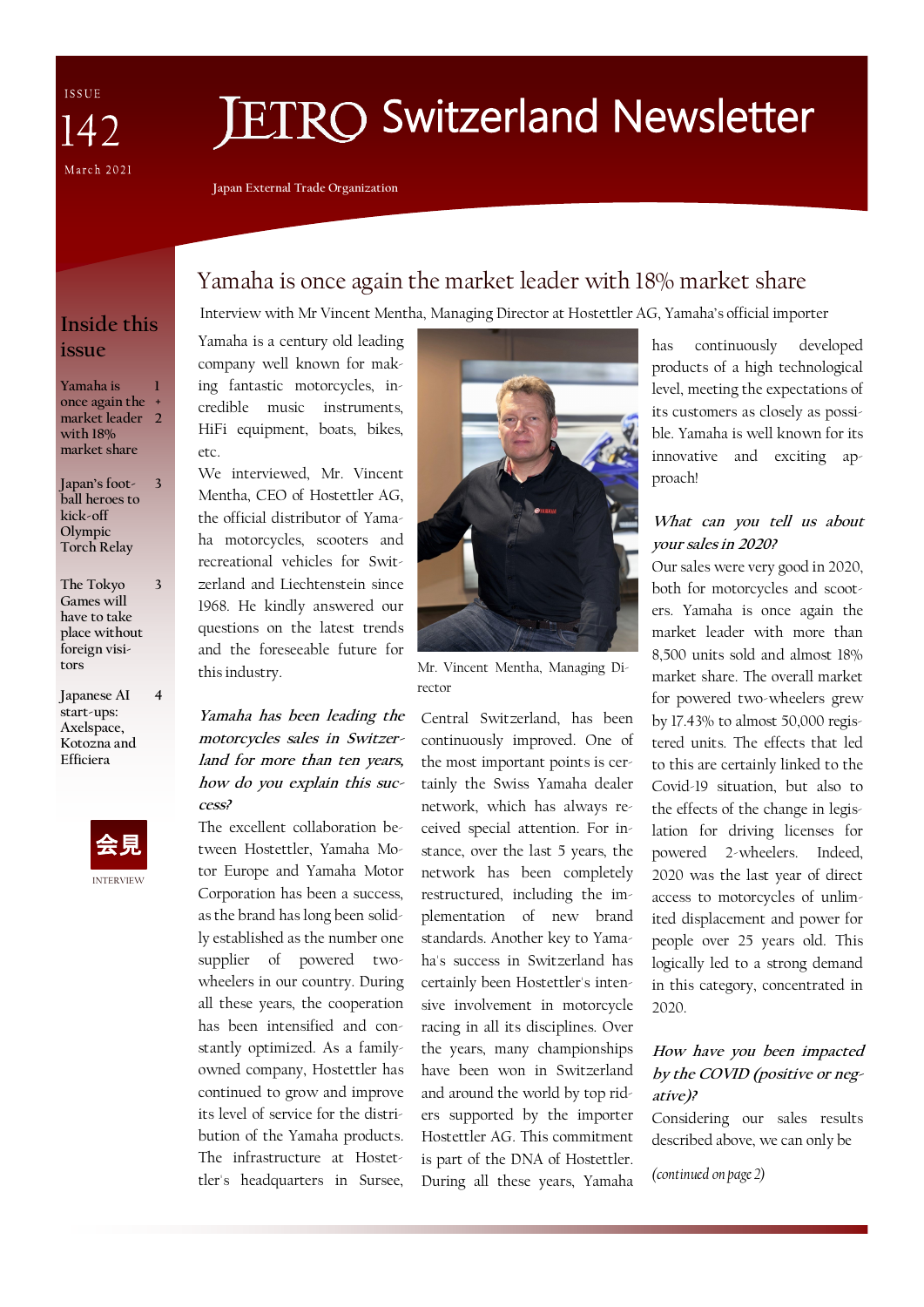ISSUE 142

March 2021

# JETRO Switzerland Newsletter

Japan External Trade Organization

## Inside this issue

- Yamaha is once again the market leader with 18% market share — 1 + 2
- Japan's football heroes to kick-off Olympic Torch Relay — 3
- The Tokyo Games will have to take place without foreign visitors — 3
- Japanese AI start-ups: Axelspace, Kotozna and Efficiera — 4

会見

INTERVIEW

## Yamaha is once again the market leader with 18% market share

Interview with Mr Vincent Mentha, Managing Director at Hostettler AG, Yamaha's official importer

Yamaha is a century old leading company well known for making fantastic motorcycles, incredible music instruments, HiFi equipment, boats, bikes, etc.

We interviewed, Mr. Vincent Mentha, CEO of Hostettler AG, the official distributor of Yamaha motorcycles, scooters and recreational vehicles for Switzerland and Liechtenstein since 1968. He kindly answered our questions on the latest trends and the foreseeable future for this industry.

***Yamaha has been leading the motorcycles sales in Switzerland for more than ten years, how do you explain this success?***

The excellent collaboration between Hostettler, Yamaha Motor Europe and Yamaha Motor Corporation has been a success, as the brand has long been solidly established as the number one supplier of powered two-wheelers in our country. During all these years, the cooperation has been intensified and constantly optimized. As a family-owned company, Hostettler has continued to grow and improve its level of service for the distribution of the Yamaha products. The infrastructure at Hostettler's headquarters in Sursee, Central Switzerland, has been continuously improved. One of the most important points is certainly the Swiss Yamaha dealer network, which has always received special attention. For instance, over the last 5 years, the network has been completely restructured, including the implementation of new brand standards. Another key to Yamaha's success in Switzerland has certainly been Hostettler's intensive involvement in motorcycle racing in all its disciplines. Over the years, many championships have been won in Switzerland and around the world by top riders supported by the importer Hostettler AG. This commitment is part of the DNA of Hostettler. During all these years, Yamaha has continuously developed products of a high technological level, meeting the expectations of its customers as closely as possible. Yamaha is well known for its innovative and exciting approach!

Mr. Vincent Mentha, Managing Director

***What can you tell us about your sales in 2020?***

Our sales were very good in 2020, both for motorcycles and scooters. Yamaha is once again the market leader with more than 8,500 units sold and almost 18% market share. The overall market for powered two-wheelers grew by 17.43% to almost 50,000 registered units. The effects that led to this are certainly linked to the Covid-19 situation, but also to the effects of the change in legislation for driving licenses for powered 2-wheelers. Indeed, 2020 was the last year of direct access to motorcycles of unlimited displacement and power for people over 25 years old. This logically led to a strong demand in this category, concentrated in 2020.

***How have you been impacted by the COVID (positive or negative)?***

Considering our sales results described above, we can only be

*(continued on page 2)*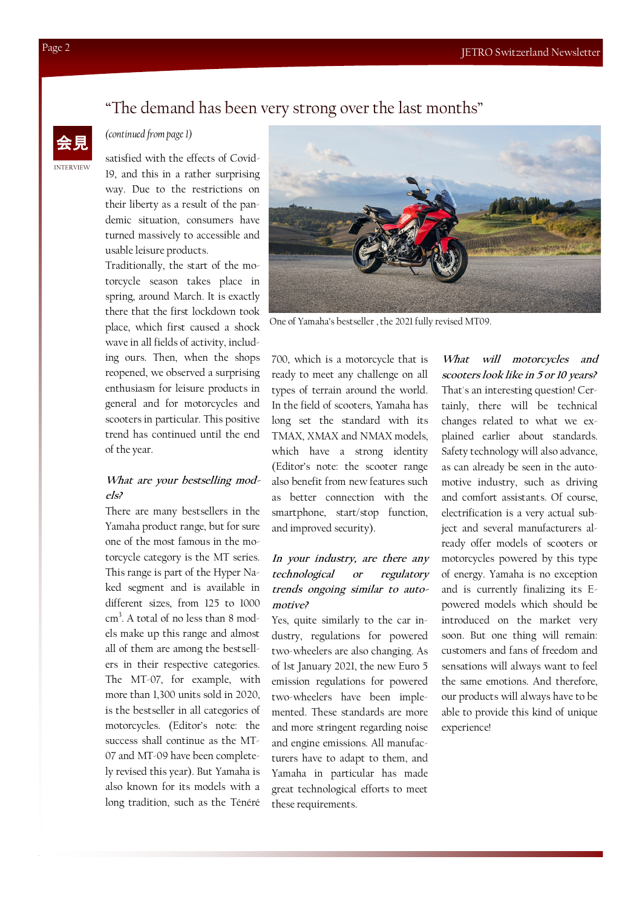# "The demand has been very strong over the last months"

会見

INTERVIEW

*(continued from page 1)*

satisfied with the effects of Covid-19, and this in a rather surprising way. Due to the restrictions on their liberty as a result of the pandemic situation, consumers have turned massively to accessible and usable leisure products.

Traditionally, the start of the motorcycle season takes place in spring, around March. It is exactly there that the first lockdown took place, which first caused a shock wave in all fields of activity, including ours. Then, when the shops reopened, we observed a surprising enthusiasm for leisure products in general and for motorcycles and scooters in particular. This positive trend has continued until the end of the year.

***What are your bestselling models?***

There are many bestsellers in the Yamaha product range, but for sure one of the most famous in the motorcycle category is the MT series. This range is part of the Hyper Naked segment and is available in different sizes, from 125 to 1000 $cm^3$. A total of no less than 8 models make up this range and almost all of them are among the bestsellers in their respective categories. The MT-07, for example, with more than 1,300 units sold in 2020, is the bestseller in all categories of motorcycles. (Editor's note: the success shall continue as the MT-07 and MT-09 have been completely revised this year). But Yamaha is also known for its models with a long tradition, such as the Ténéré 700, which is a motorcycle that is ready to meet any challenge on all types of terrain around the world. In the field of scooters, Yamaha has long set the standard with its TMAX, XMAX and NMAX models, which have a strong identity (Editor's note: the scooter range also benefit from new features such as better connection with the smartphone, start/stop function, and improved security).

One of Yamaha's bestseller , the 2021 fully revised MT09.

***In your industry, are there any technological or regulatory trends ongoing similar to automotive?***

Yes, quite similarly to the car industry, regulations for powered two-wheelers are also changing. As of 1st January 2021, the new Euro 5 emission regulations for powered two-wheelers have been implemented. These standards are more and more stringent regarding noise and engine emissions. All manufacturers have to adapt to them, and Yamaha in particular has made great technological efforts to meet these requirements.

***What will motorcycles and scooters look like in 5 or 10 years?***

That's an interesting question! Certainly, there will be technical changes related to what we explained earlier about standards. Safety technology will also advance, as can already be seen in the automotive industry, such as driving and comfort assistants. Of course, electrification is a very actual subject and several manufacturers already offer models of scooters or motorcycles powered by this type of energy. Yamaha is no exception and is currently finalizing its E-powered models which should be introduced on the market very soon. But one thing will remain: customers and fans of freedom and sensations will always want to feel the same emotions. And therefore, our products will always have to be able to provide this kind of unique experience!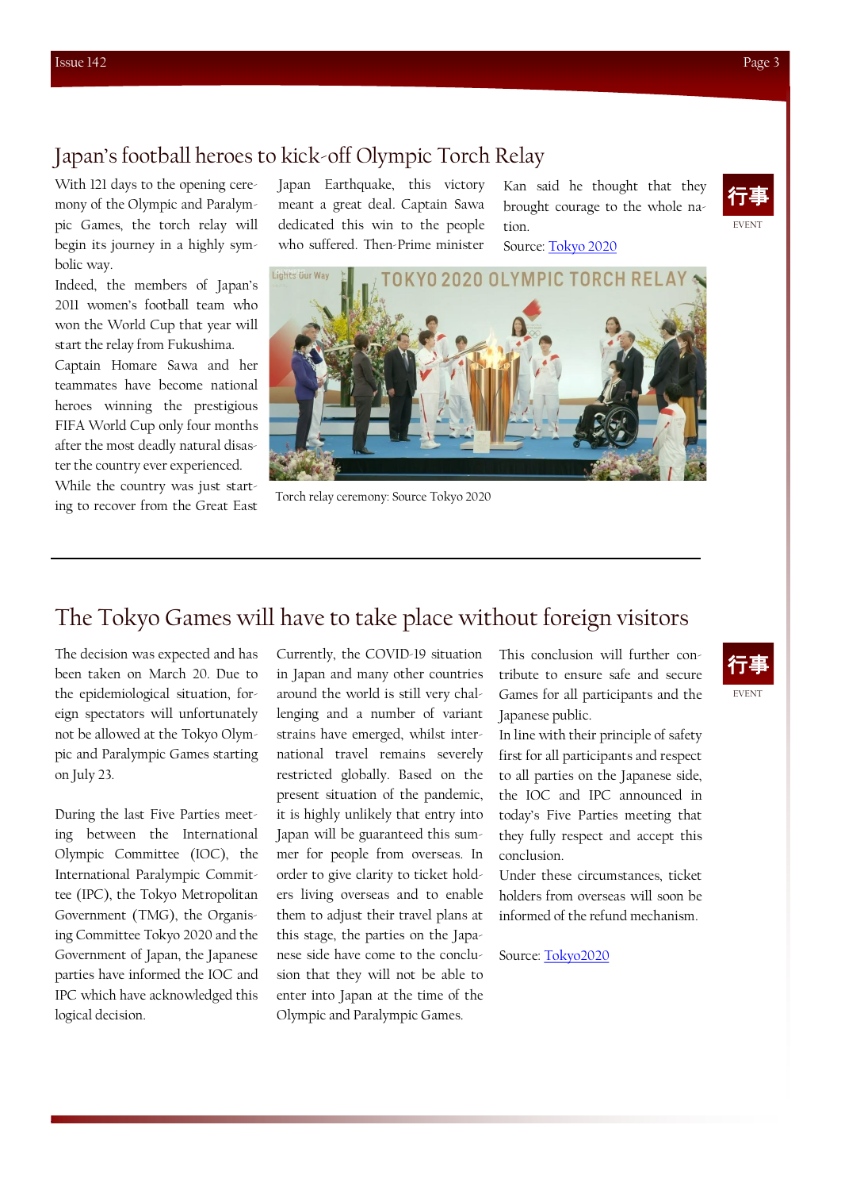## Japan's football heroes to kick-off Olympic Torch Relay

行事

EVENT

With 121 days to the opening ceremony of the Olympic and Paralympic Games, the torch relay will begin its journey in a highly symbolic way.

Indeed, the members of Japan's 2011 women's football team who won the World Cup that year will start the relay from Fukushima.

Captain Homare Sawa and her teammates have become national heroes winning the prestigious FIFA World Cup only four months after the most deadly natural disaster the country ever experienced.

While the country was just starting to recover from the Great East Japan Earthquake, this victory meant a great deal. Captain Sawa dedicated this win to the people who suffered. Then-Prime minister Kan said he thought that they brought courage to the whole nation.

Source: [Tokyo 2020]

Torch relay ceremony: Source Tokyo 2020

---

## The Tokyo Games will have to take place without foreign visitors

行事

EVENT

The decision was expected and has been taken on March 20. Due to the epidemiological situation, foreign spectators will unfortunately not be allowed at the Tokyo Olympic and Paralympic Games starting on July 23.

During the last Five Parties meeting between the International Olympic Committee (IOC), the International Paralympic Committee (IPC), the Tokyo Metropolitan Government (TMG), the Organising Committee Tokyo 2020 and the Government of Japan, the Japanese parties have informed the IOC and IPC which have acknowledged this logical decision.

Currently, the COVID-19 situation in Japan and many other countries around the world is still very challenging and a number of variant strains have emerged, whilst international travel remains severely restricted globally. Based on the present situation of the pandemic, it is highly unlikely that entry into Japan will be guaranteed this summer for people from overseas. In order to give clarity to ticket holders living overseas and to enable them to adjust their travel plans at this stage, the parties on the Japanese side have come to the conclusion that they will not be able to enter into Japan at the time of the Olympic and Paralympic Games.

This conclusion will further contribute to ensure safe and secure Games for all participants and the Japanese public.

In line with their principle of safety first for all participants and respect to all parties on the Japanese side, the IOC and IPC announced in today's Five Parties meeting that they fully respect and accept this conclusion.

Under these circumstances, ticket holders from overseas will soon be informed of the refund mechanism.

Source: [Tokyo2020]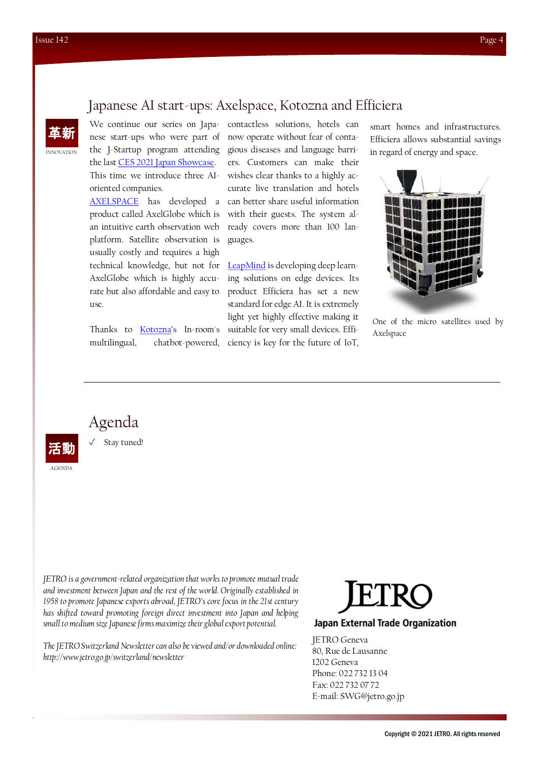## Japanese AI start-ups: Axelspace, Kotozna and Efficiera

革新

INNOVATION

We continue our series on Japanese start-ups who were part of the J-Startup program attending the last CES 2021 Japan Showcase. This time we introduce three AI-oriented companies.

AXELSPACE has developed a product called AxelGlobe which is an intuitive earth observation web platform. Satellite observation is usually costly and requires a high technical knowledge, but not for AxelGlobe which is highly accurate but also affordable and easy to use.

Thanks to Kotozna's In-room's multilingual, chatbot-powered, contactless solutions, hotels can now operate without fear of contagious diseases and language barriers. Customers can make their wishes clear thanks to a highly accurate live translation and hotels can better share useful information with their guests. The system already covers more than 100 languages.

LeapMind is developing deep learning solutions on edge devices. Its product Efficiera has set a new standard for edge AI. It is extremely light yet highly effective making it suitable for very small devices. Efficiency is key for the future of IoT, smart homes and infrastructures. Efficiera allows substantial savings in regard of energy and space.

One of the micro satellites used by Axelspace

---

## Agenda

活動

AGENDA

- ✓ Stay tuned!

*JETRO is a government-related organization that works to promote mutual trade and investment between Japan and the rest of the world. Originally established in 1958 to promote Japanese exports abroad, JETRO's core focus in the 21st century has shifted toward promoting foreign direct investment into Japan and helping small to medium size Japanese firms maximize their global export potential.*

*The JETRO Switzerland Newsletter can also be viewed and/or downloaded online: http://www.jetro.go.jp/switzerland/newsletter*

**JETRO**

**Japan External Trade Organization**

JETRO Geneva
80, Rue de Lausanne
1202 Geneva
Phone: 022 732 13 04
Fax: 022 732 07 72
E-mail: SWG@jetro.go.jp

Copyright © 2021 JETRO. All rights reserved